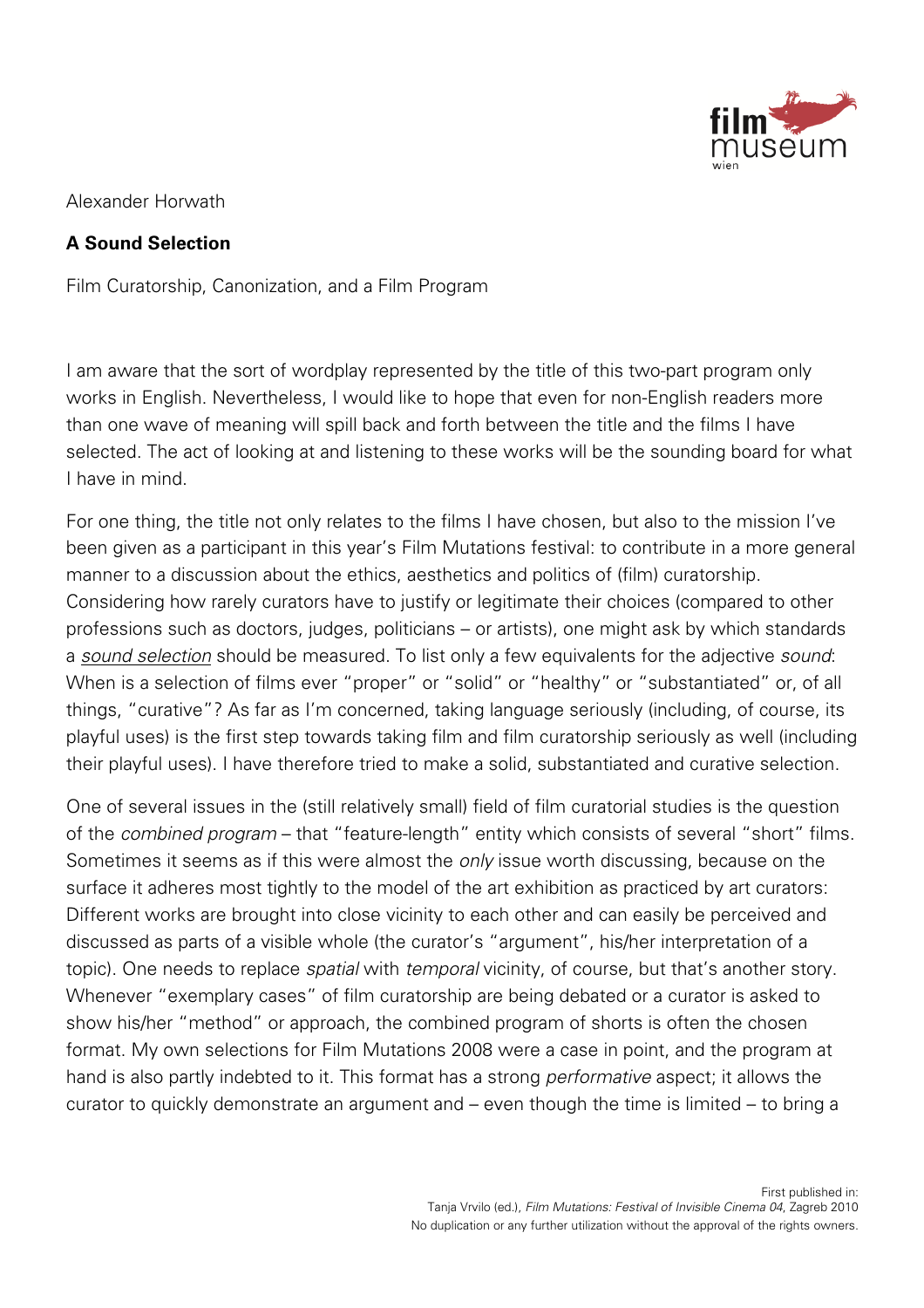Alexander Horwath

# A Sound Selection

Film Curatorship, Canonization, and a Film Program

I am aware that the sort of wordplay represented by the title of this two-part program only works in English. Nevertheless, I would like to hope that even for non-English readers more than one wave of meaning will spill back and forth between the title and the films I have selected. The act of looking at and listening to these works will be the sounding board for what I have in mind.

For one thing, the title not only relates to the films I have chosen, but also to the mission I've been given as a participant in this year's Film Mutations festival: to contribute in a more general manner to a discussion about the ethics, aesthetics and politics of (film) curatorship. Considering how rarely curators have to justify or legitimate their choices (compared to other professions such as doctors, judges, politicians – or artists), one might ask by which standards a *sound selection* should be measured. To list only a few equivalents for the adjective *sound*: When is a selection of films ever "proper" or "solid" or "healthy" or "substantiated" or, of all things, "curative"? As far as I'm concerned, taking language seriously (including, of course, its playful uses) is the first step towards taking film and film curatorship seriously as well (including their playful uses). I have therefore tried to make a solid, substantiated and curative selection.

One of several issues in the (still relatively small) field of film curatorial studies is the question of the *combined program* – that "feature-length" entity which consists of several "short" films. Sometimes it seems as if this were almost the *only* issue worth discussing, because on the surface it adheres most tightly to the model of the art exhibition as practiced by art curators: Different works are brought into close vicinity to each other and can easily be perceived and discussed as parts of a visible whole (the curator's "argument", his/her interpretation of a topic). One needs to replace *spatial* with *temporal* vicinity, of course, but that's another story. Whenever "exemplary cases" of film curatorship are being debated or a curator is asked to show his/her "method" or approach, the combined program of shorts is often the chosen format. My own selections for Film Mutations 2008 were a case in point, and the program at hand is also partly indebted to it. This format has a strong *performative* aspect; it allows the curator to quickly demonstrate an argument and – even though the time is limited – to bring a

First published in:
Tanja Vrvilo (ed.), *Film Mutations: Festival of Invisible Cinema 04*, Zagreb 2010
No duplication or any further utilization without the approval of the rights owners.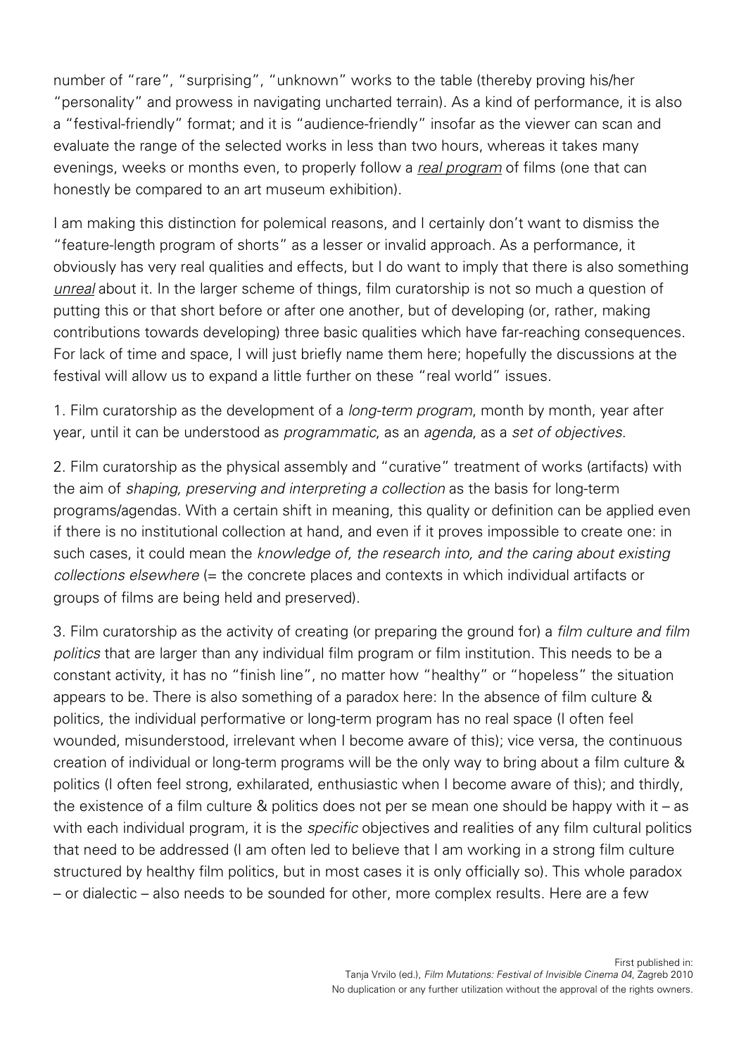number of "rare", "surprising", "unknown" works to the table (thereby proving his/her "personality" and prowess in navigating uncharted terrain). As a kind of performance, it is also a "festival-friendly" format; and it is "audience-friendly" insofar as the viewer can scan and evaluate the range of the selected works in less than two hours, whereas it takes many evenings, weeks or months even, to properly follow a *real program* of films (one that can honestly be compared to an art museum exhibition).

I am making this distinction for polemical reasons, and I certainly don't want to dismiss the "feature-length program of shorts" as a lesser or invalid approach. As a performance, it obviously has very real qualities and effects, but I do want to imply that there is also something *unreal* about it. In the larger scheme of things, film curatorship is not so much a question of putting this or that short before or after one another, but of developing (or, rather, making contributions towards developing) three basic qualities which have far-reaching consequences. For lack of time and space, I will just briefly name them here; hopefully the discussions at the festival will allow us to expand a little further on these "real world" issues.

1. Film curatorship as the development of a *long-term program*, month by month, year after year, until it can be understood as *programmatic*, as an *agenda*, as a *set of objectives*.

2. Film curatorship as the physical assembly and "curative" treatment of works (artifacts) with the aim of *shaping, preserving and interpreting a collection* as the basis for long-term programs/agendas. With a certain shift in meaning, this quality or definition can be applied even if there is no institutional collection at hand, and even if it proves impossible to create one: in such cases, it could mean the *knowledge of, the research into, and the caring about existing collections elsewhere* (= the concrete places and contexts in which individual artifacts or groups of films are being held and preserved).

3. Film curatorship as the activity of creating (or preparing the ground for) a *film culture and film politics* that are larger than any individual film program or film institution. This needs to be a constant activity, it has no "finish line", no matter how "healthy" or "hopeless" the situation appears to be. There is also something of a paradox here: In the absence of film culture & politics, the individual performative or long-term program has no real space (I often feel wounded, misunderstood, irrelevant when I become aware of this); vice versa, the continuous creation of individual or long-term programs will be the only way to bring about a film culture & politics (I often feel strong, exhilarated, enthusiastic when I become aware of this); and thirdly, the existence of a film culture & politics does not per se mean one should be happy with it – as with each individual program, it is the *specific* objectives and realities of any film cultural politics that need to be addressed (I am often led to believe that I am working in a strong film culture structured by healthy film politics, but in most cases it is only officially so). This whole paradox – or dialectic – also needs to be sounded for other, more complex results. Here are a few

First published in:
Tanja Vrvilo (ed.), *Film Mutations: Festival of Invisible Cinema 04*, Zagreb 2010
No duplication or any further utilization without the approval of the rights owners.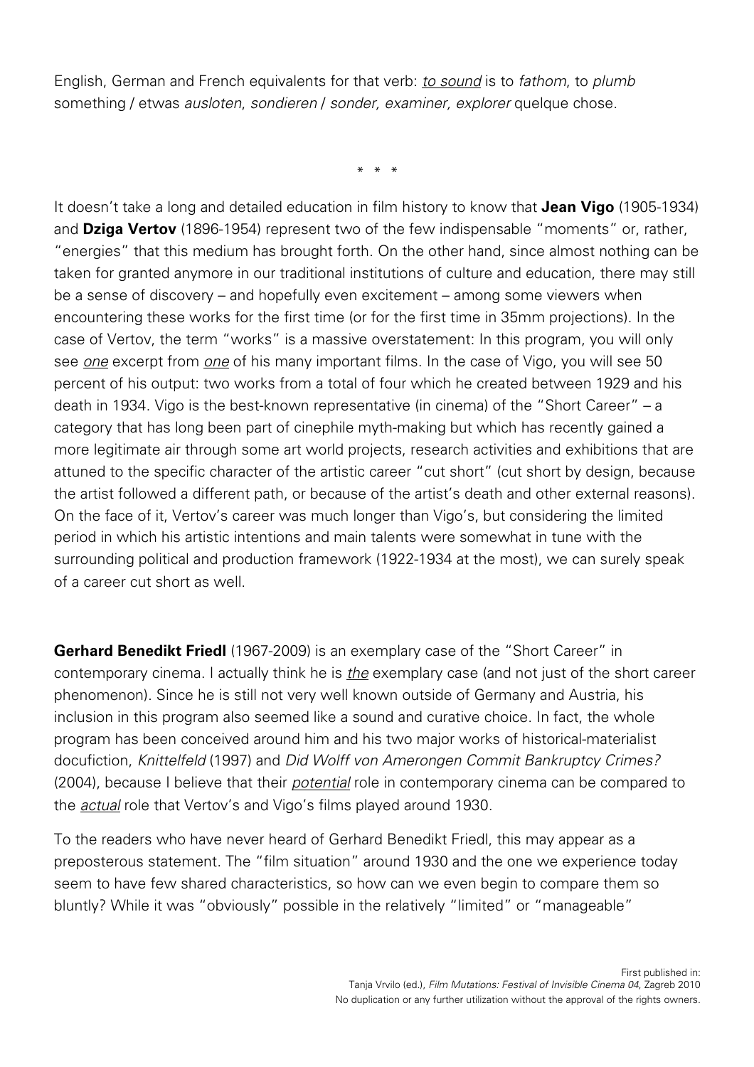English, German and French equivalents for that verb: *to sound* is to *fathom*, to *plumb* something / etwas *ausloten*, *sondieren* / *sonder, examiner, explorer* quelque chose.

\* \* \*

It doesn't take a long and detailed education in film history to know that **Jean Vigo** (1905-1934) and **Dziga Vertov** (1896-1954) represent two of the few indispensable "moments" or, rather, "energies" that this medium has brought forth. On the other hand, since almost nothing can be taken for granted anymore in our traditional institutions of culture and education, there may still be a sense of discovery – and hopefully even excitement – among some viewers when encountering these works for the first time (or for the first time in 35mm projections). In the case of Vertov, the term "works" is a massive overstatement: In this program, you will only see *one* excerpt from *one* of his many important films. In the case of Vigo, you will see 50 percent of his output: two works from a total of four which he created between 1929 and his death in 1934. Vigo is the best-known representative (in cinema) of the "Short Career" – a category that has long been part of cinephile myth-making but which has recently gained a more legitimate air through some art world projects, research activities and exhibitions that are attuned to the specific character of the artistic career "cut short" (cut short by design, because the artist followed a different path, or because of the artist's death and other external reasons). On the face of it, Vertov's career was much longer than Vigo's, but considering the limited period in which his artistic intentions and main talents were somewhat in tune with the surrounding political and production framework (1922-1934 at the most), we can surely speak of a career cut short as well.

**Gerhard Benedikt Friedl** (1967-2009) is an exemplary case of the "Short Career" in contemporary cinema. I actually think he is *the* exemplary case (and not just of the short career phenomenon). Since he is still not very well known outside of Germany and Austria, his inclusion in this program also seemed like a sound and curative choice. In fact, the whole program has been conceived around him and his two major works of historical-materialist docufiction, *Knittelfeld* (1997) and *Did Wolff von Amerongen Commit Bankruptcy Crimes?* (2004), because I believe that their *potential* role in contemporary cinema can be compared to the *actual* role that Vertov's and Vigo's films played around 1930.

To the readers who have never heard of Gerhard Benedikt Friedl, this may appear as a preposterous statement. The "film situation" around 1930 and the one we experience today seem to have few shared characteristics, so how can we even begin to compare them so bluntly? While it was "obviously" possible in the relatively "limited" or "manageable"

First published in:
Tanja Vrvilo (ed.), *Film Mutations: Festival of Invisible Cinema 04*, Zagreb 2010
No duplication or any further utilization without the approval of the rights owners.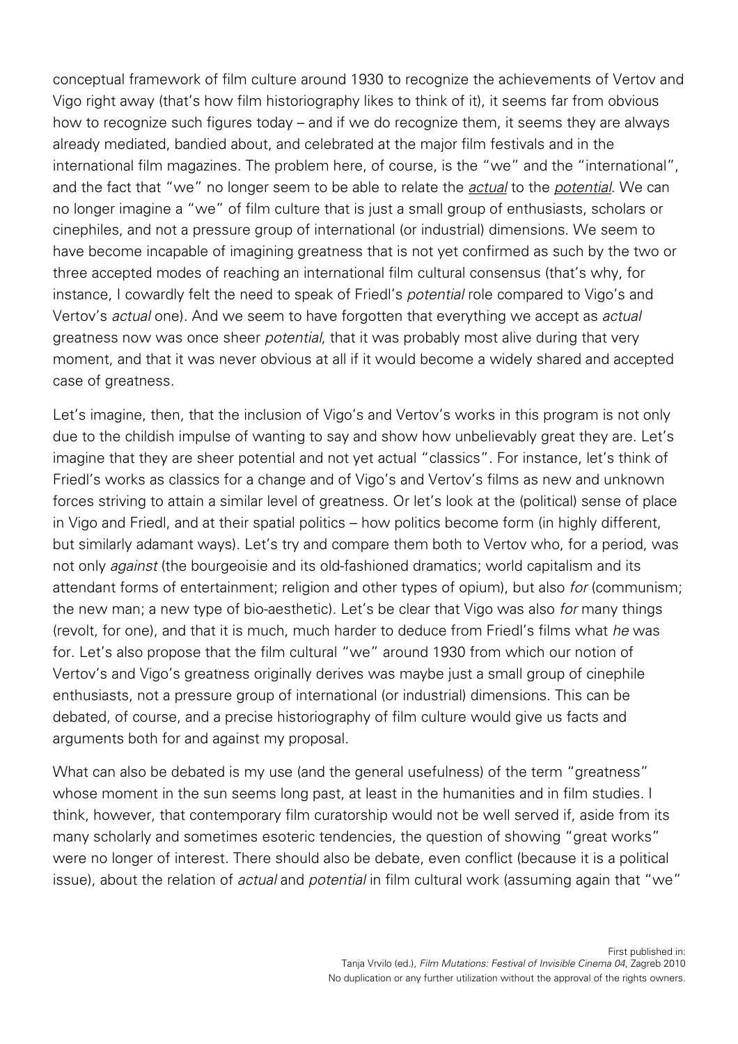conceptual framework of film culture around 1930 to recognize the achievements of Vertov and Vigo right away (that's how film historiography likes to think of it), it seems far from obvious how to recognize such figures today – and if we do recognize them, it seems they are always already mediated, bandied about, and celebrated at the major film festivals and in the international film magazines. The problem here, of course, is the "we" and the "international", and the fact that "we" no longer seem to be able to relate the *actual* to the *potential*. We can no longer imagine a "we" of film culture that is just a small group of enthusiasts, scholars or cinephiles, and not a pressure group of international (or industrial) dimensions. We seem to have become incapable of imagining greatness that is not yet confirmed as such by the two or three accepted modes of reaching an international film cultural consensus (that's why, for instance, I cowardly felt the need to speak of Friedl's *potential* role compared to Vigo's and Vertov's *actual* one). And we seem to have forgotten that everything we accept as *actual* greatness now was once sheer *potential*, that it was probably most alive during that very moment, and that it was never obvious at all if it would become a widely shared and accepted case of greatness.

Let's imagine, then, that the inclusion of Vigo's and Vertov's works in this program is not only due to the childish impulse of wanting to say and show how unbelievably great they are. Let's imagine that they are sheer potential and not yet actual "classics". For instance, let's think of Friedl's works as classics for a change and of Vigo's and Vertov's films as new and unknown forces striving to attain a similar level of greatness. Or let's look at the (political) sense of place in Vigo and Friedl, and at their spatial politics – how politics become form (in highly different, but similarly adamant ways). Let's try and compare them both to Vertov who, for a period, was not only *against* (the bourgeoisie and its old-fashioned dramatics; world capitalism and its attendant forms of entertainment; religion and other types of opium), but also *for* (communism; the new man; a new type of bio-aesthetic). Let's be clear that Vigo was also *for* many things (revolt, for one), and that it is much, much harder to deduce from Friedl's films what *he* was for. Let's also propose that the film cultural "we" around 1930 from which our notion of Vertov's and Vigo's greatness originally derives was maybe just a small group of cinephile enthusiasts, not a pressure group of international (or industrial) dimensions. This can be debated, of course, and a precise historiography of film culture would give us facts and arguments both for and against my proposal.

What can also be debated is my use (and the general usefulness) of the term "greatness" whose moment in the sun seems long past, at least in the humanities and in film studies. I think, however, that contemporary film curatorship would not be well served if, aside from its many scholarly and sometimes esoteric tendencies, the question of showing "great works" were no longer of interest. There should also be debate, even conflict (because it is a political issue), about the relation of *actual* and *potential* in film cultural work (assuming again that "we"

First published in:
Tanja Vrvilo (ed.), *Film Mutations: Festival of Invisible Cinema 04*, Zagreb 2010
No duplication or any further utilization without the approval of the rights owners.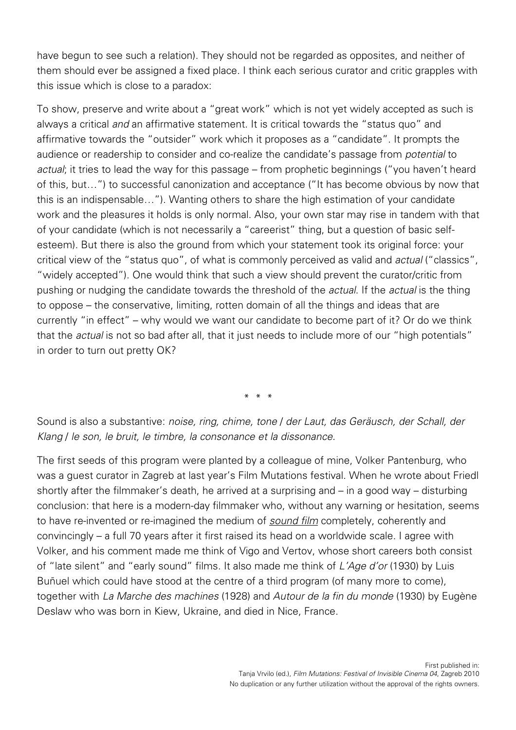have begun to see such a relation). They should not be regarded as opposites, and neither of them should ever be assigned a fixed place. I think each serious curator and critic grapples with this issue which is close to a paradox:

To show, preserve and write about a "great work" which is not yet widely accepted as such is always a critical *and* an affirmative statement. It is critical towards the "status quo" and affirmative towards the "outsider" work which it proposes as a "candidate". It prompts the audience or readership to consider and co-realize the candidate's passage from *potential* to *actual*; it tries to lead the way for this passage – from prophetic beginnings ("you haven't heard of this, but…") to successful canonization and acceptance ("It has become obvious by now that this is an indispensable…"). Wanting others to share the high estimation of your candidate work and the pleasures it holds is only normal. Also, your own star may rise in tandem with that of your candidate (which is not necessarily a "careerist" thing, but a question of basic self-esteem). But there is also the ground from which your statement took its original force: your critical view of the "status quo", of what is commonly perceived as valid and *actual* ("classics", "widely accepted"). One would think that such a view should prevent the curator/critic from pushing or nudging the candidate towards the threshold of the *actual*. If the *actual* is the thing to oppose – the conservative, limiting, rotten domain of all the things and ideas that are currently "in effect" – why would we want our candidate to become part of it? Or do we think that the *actual* is not so bad after all, that it just needs to include more of our "high potentials" in order to turn out pretty OK?

\* \* \*

Sound is also a substantive: *noise, ring, chime, tone / der Laut, das Geräusch, der Schall, der Klang / le son, le bruit, le timbre, la consonance et la dissonance.*

The first seeds of this program were planted by a colleague of mine, Volker Pantenburg, who was a guest curator in Zagreb at last year's Film Mutations festival. When he wrote about Friedl shortly after the filmmaker's death, he arrived at a surprising and – in a good way – disturbing conclusion: that here is a modern-day filmmaker who, without any warning or hesitation, seems to have re-invented or re-imagined the medium of *<u>sound film</u>* completely, coherently and convincingly – a full 70 years after it first raised its head on a worldwide scale. I agree with Volker, and his comment made me think of Vigo and Vertov, whose short careers both consist of "late silent" and "early sound" films. It also made me think of *L'Age d'or* (1930) by Luis Buñuel which could have stood at the centre of a third program (of many more to come), together with *La Marche des machines* (1928) and *Autour de la fin du monde* (1930) by Eugène Deslaw who was born in Kiew, Ukraine, and died in Nice, France.

First published in:
Tanja Vrvilo (ed.), *Film Mutations: Festival of Invisible Cinema 04*, Zagreb 2010
No duplication or any further utilization without the approval of the rights owners.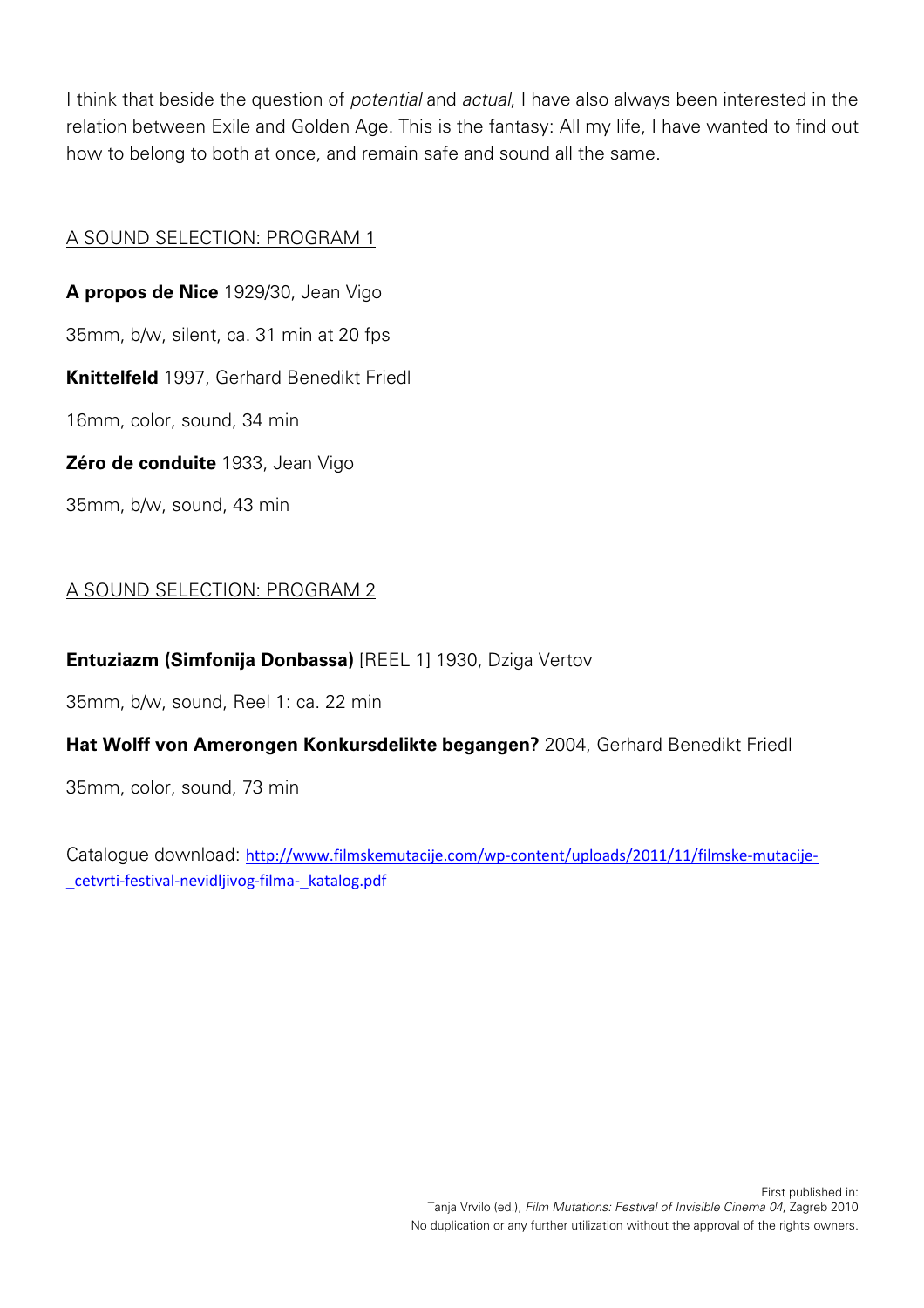I think that beside the question of *potential* and *actual*, I have also always been interested in the relation between Exile and Golden Age. This is the fantasy: All my life, I have wanted to find out how to belong to both at once, and remain safe and sound all the same.

## A SOUND SELECTION: PROGRAM 1

**A propos de Nice** 1929/30, Jean Vigo

35mm, b/w, silent, ca. 31 min at 20 fps

**Knittelfeld** 1997, Gerhard Benedikt Friedl

16mm, color, sound, 34 min

**Zéro de conduite** 1933, Jean Vigo

35mm, b/w, sound, 43 min

## A SOUND SELECTION: PROGRAM 2

**Entuziazm (Simfonija Donbassa)** [REEL 1] 1930, Dziga Vertov

35mm, b/w, sound, Reel 1: ca. 22 min

**Hat Wolff von Amerongen Konkursdelikte begangen?** 2004, Gerhard Benedikt Friedl

35mm, color, sound, 73 min

Catalogue download: http://www.filmskemutacije.com/wp-content/uploads/2011/11/filmske-mutacije-_cetvrti-festival-nevidljivog-filma-_katalog.pdf

First published in:
Tanja Vrvilo (ed.), *Film Mutations: Festival of Invisible Cinema 04*, Zagreb 2010
No duplication or any further utilization without the approval of the rights owners.